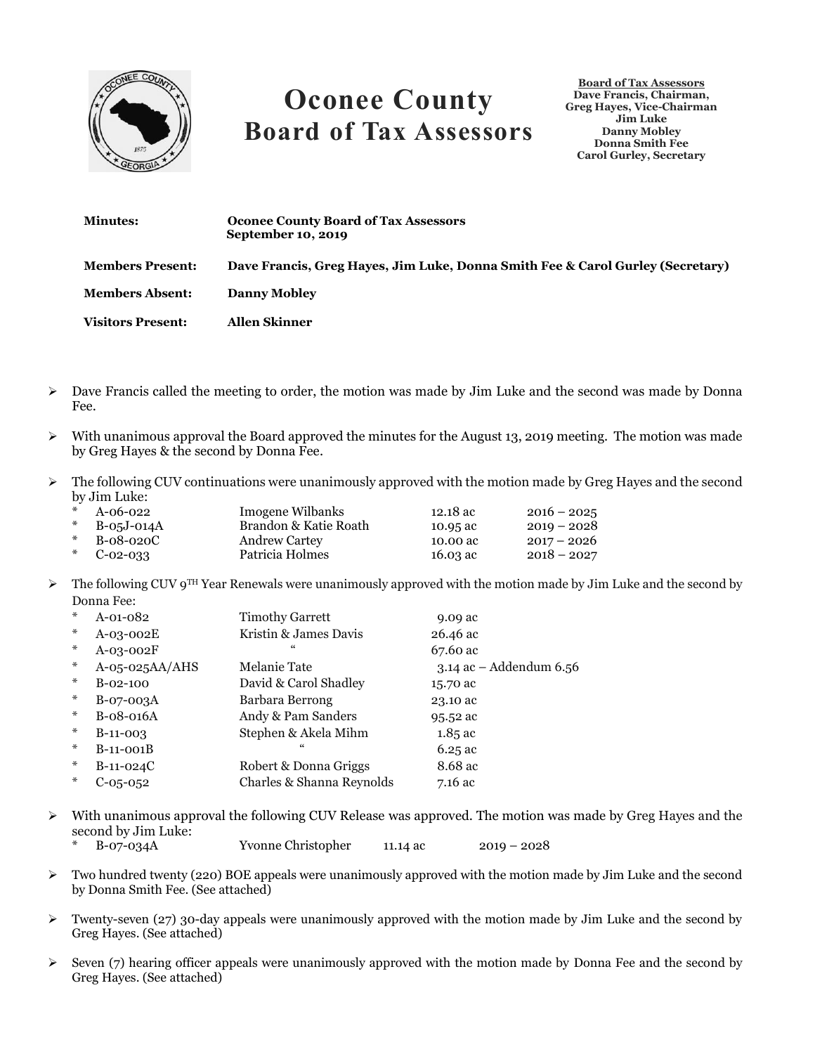# Oconee County Board of Tax Assessors

**Board of Tax Assessors**
**Dave Francis, Chairman,**
**Greg Hayes, Vice-Chairman**
**Jim Luke**
**Danny Mobley**
**Donna Smith Fee**
**Carol Gurley, Secretary**

**Minutes:** **Oconee County Board of Tax Assessors September 10, 2019**

**Members Present:** **Dave Francis, Greg Hayes, Jim Luke, Donna Smith Fee & Carol Gurley (Secretary)**

**Members Absent:** **Danny Mobley**

**Visitors Present:** **Allen Skinner**

- Dave Francis called the meeting to order, the motion was made by Jim Luke and the second was made by Donna Fee.
- With unanimous approval the Board approved the minutes for the August 13, 2019 meeting. The motion was made by Greg Hayes & the second by Donna Fee.
- The following CUV continuations were unanimously approved with the motion made by Greg Hayes and the second by Jim Luke:

| | | | |
|---|---|---|---|
| * A-06-022 | Imogene Wilbanks | 12.18 ac | 2016 – 2025 |
| * B-05J-014A | Brandon & Katie Roath | 10.95 ac | 2019 – 2028 |
| * B-08-020C | Andrew Cartey | 10.00 ac | 2017 – 2026 |
| * C-02-033 | Patricia Holmes | 16.03 ac | 2018 – 2027 |

- The following CUV 9TH Year Renewals were unanimously approved with the motion made by Jim Luke and the second by Donna Fee:

| | | |
|---|---|---|
| * A-01-082 | Timothy Garrett | 9.09 ac |
| * A-03-002E | Kristin & James Davis | 26.46 ac |
| * A-03-002F | " | 67.60 ac |
| * A-05-025AA/AHS | Melanie Tate | 3.14 ac – Addendum 6.56 |
| * B-02-100 | David & Carol Shadley | 15.70 ac |
| * B-07-003A | Barbara Berrong | 23.10 ac |
| * B-08-016A | Andy & Pam Sanders | 95.52 ac |
| * B-11-003 | Stephen & Akela Mihm | 1.85 ac |
| * B-11-001B | " | 6.25 ac |
| * B-11-024C | Robert & Donna Griggs | 8.68 ac |
| * C-05-052 | Charles & Shanna Reynolds | 7.16 ac |

- With unanimous approval the following CUV Release was approved. The motion was made by Greg Hayes and the second by Jim Luke:

| | | | |
|---|---|---|---|
| * B-07-034A | Yvonne Christopher | 11.14 ac | 2019 – 2028 |

- Two hundred twenty (220) BOE appeals were unanimously approved with the motion made by Jim Luke and the second by Donna Smith Fee. (See attached)
- Twenty-seven (27) 30-day appeals were unanimously approved with the motion made by Jim Luke and the second by Greg Hayes. (See attached)
- Seven (7) hearing officer appeals were unanimously approved with the motion made by Donna Fee and the second by Greg Hayes. (See attached)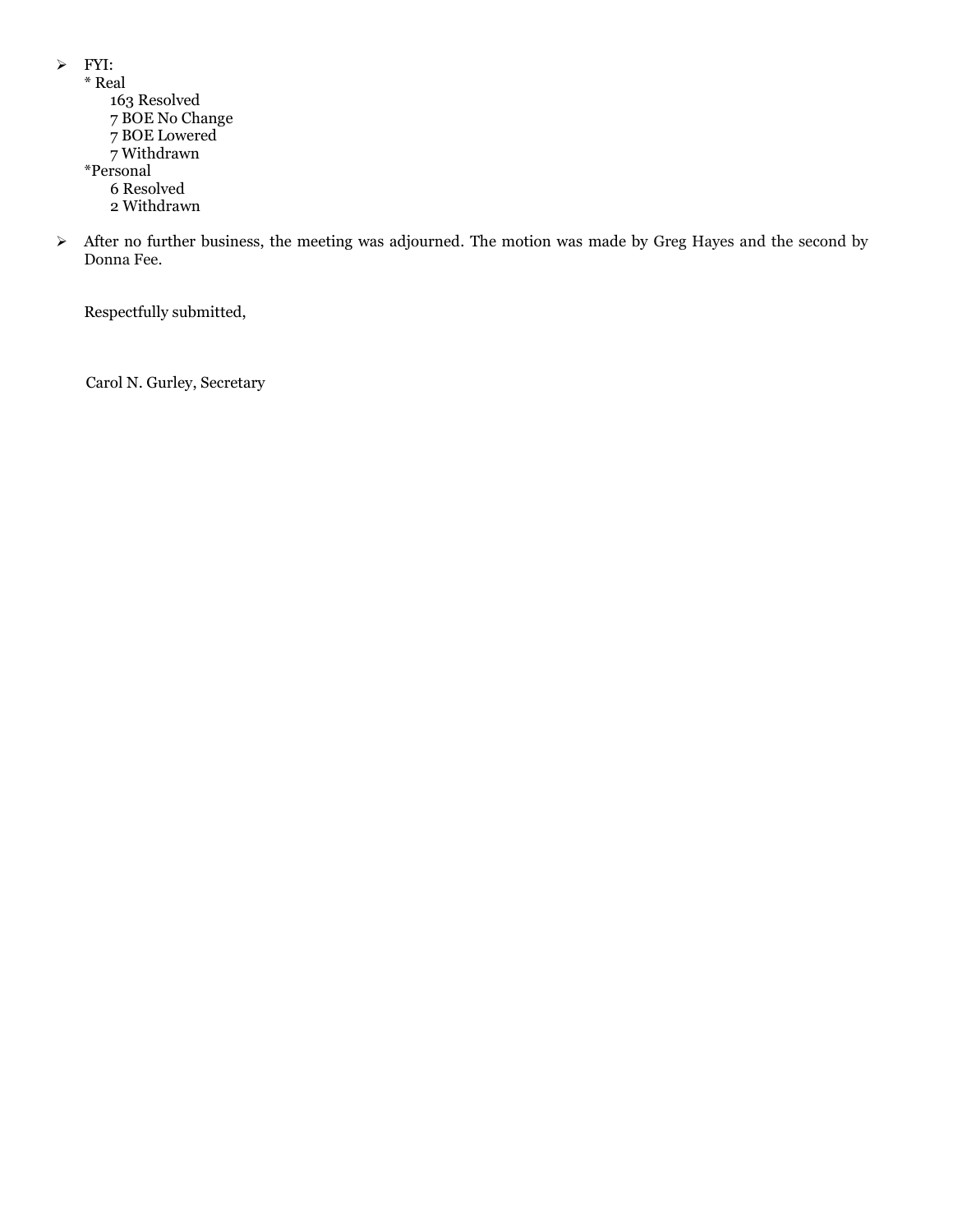- FYI:
  * Real
    - 163 Resolved
    - 7 BOE No Change
    - 7 BOE Lowered
    - 7 Withdrawn
  
  *Personal
    - 6 Resolved
    - 2 Withdrawn

- After no further business, the meeting was adjourned. The motion was made by Greg Hayes and the second by Donna Fee.

Respectfully submitted,

Carol N. Gurley, Secretary